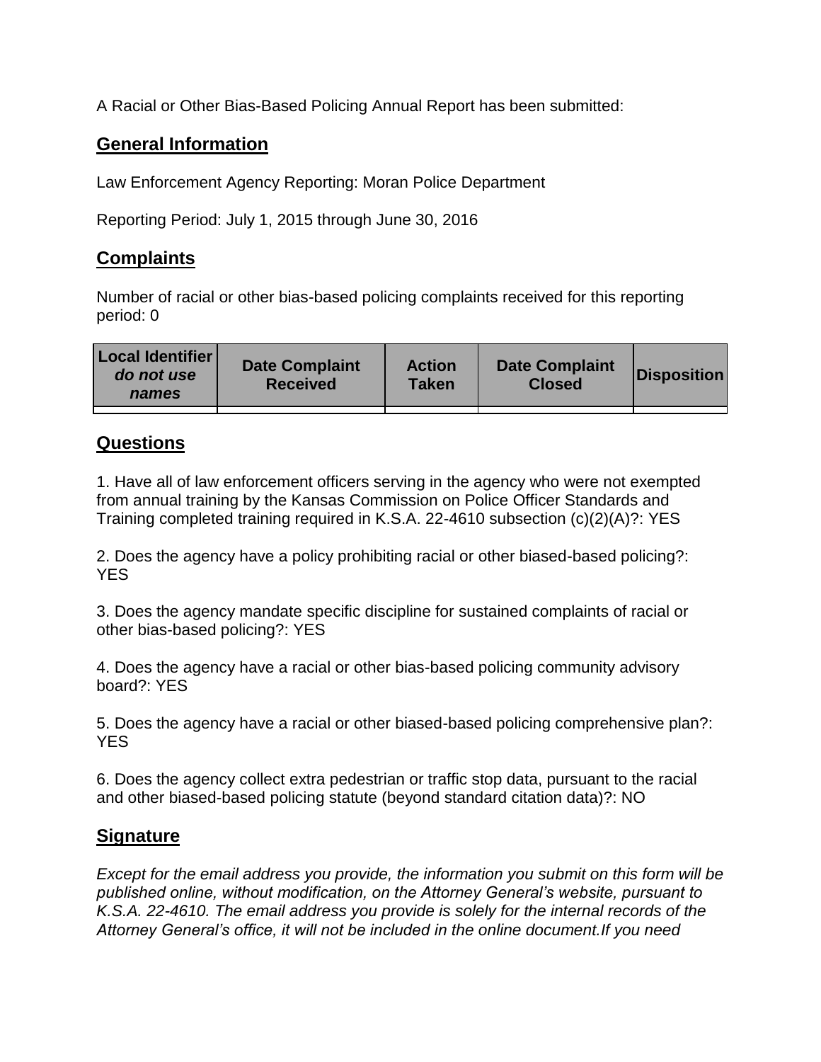A Racial or Other Bias-Based Policing Annual Report has been submitted:

## General Information

Law Enforcement Agency Reporting: Moran Police Department

Reporting Period: July 1, 2015 through June 30, 2016

## Complaints

Number of racial or other bias-based policing complaints received for this reporting period: 0

| Local Identifier *do not use names* | Date Complaint Received | Action Taken | Date Complaint Closed | Disposition |
|---|---|---|---|---|
| | | | | |

## Questions

1. Have all of law enforcement officers serving in the agency who were not exempted from annual training by the Kansas Commission on Police Officer Standards and Training completed training required in K.S.A. 22-4610 subsection (c)(2)(A)?: YES

2. Does the agency have a policy prohibiting racial or other biased-based policing?: YES

3. Does the agency mandate specific discipline for sustained complaints of racial or other bias-based policing?: YES

4. Does the agency have a racial or other bias-based policing community advisory board?: YES

5. Does the agency have a racial or other biased-based policing comprehensive plan?: YES

6. Does the agency collect extra pedestrian or traffic stop data, pursuant to the racial and other biased-based policing statute (beyond standard citation data)?: NO

## Signature

*Except for the email address you provide, the information you submit on this form will be published online, without modification, on the Attorney General's website, pursuant to K.S.A. 22-4610. The email address you provide is solely for the internal records of the Attorney General's office, it will not be included in the online document.If you need*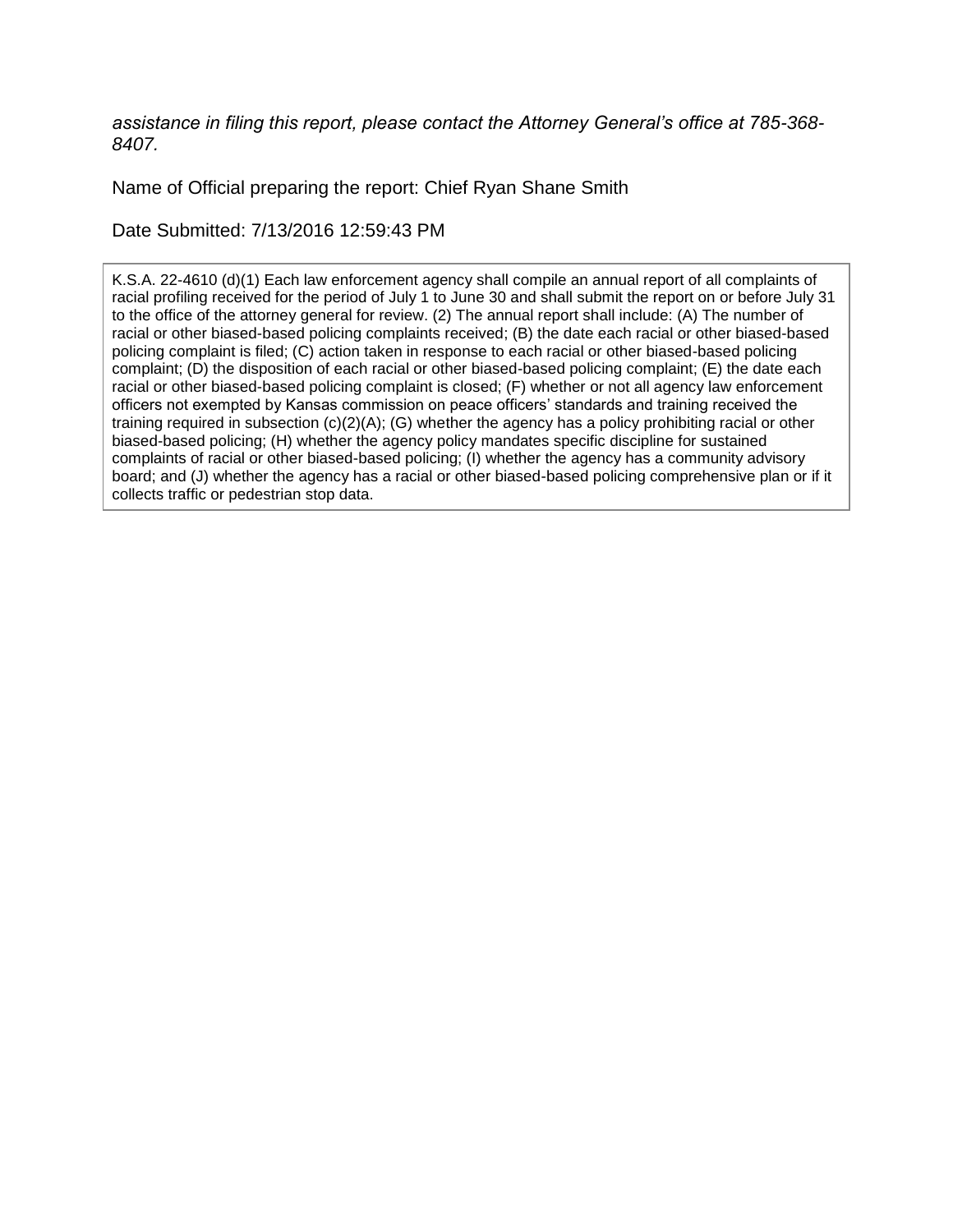*assistance in filing this report, please contact the Attorney General's office at 785-368-8407.*

Name of Official preparing the report: Chief Ryan Shane Smith

Date Submitted: 7/13/2016 12:59:43 PM

| |
|---|
| K.S.A. 22-4610 (d)(1) Each law enforcement agency shall compile an annual report of all complaints of racial profiling received for the period of July 1 to June 30 and shall submit the report on or before July 31 to the office of the attorney general for review. (2) The annual report shall include: (A) The number of racial or other biased-based policing complaints received; (B) the date each racial or other biased-based policing complaint is filed; (C) action taken in response to each racial or other biased-based policing complaint; (D) the disposition of each racial or other biased-based policing complaint; (E) the date each racial or other biased-based policing complaint is closed; (F) whether or not all agency law enforcement officers not exempted by Kansas commission on peace officers' standards and training received the training required in subsection (c)(2)(A); (G) whether the agency has a policy prohibiting racial or other biased-based policing; (H) whether the agency policy mandates specific discipline for sustained complaints of racial or other biased-based policing; (I) whether the agency has a community advisory board; and (J) whether the agency has a racial or other biased-based policing comprehensive plan or if it collects traffic or pedestrian stop data. |